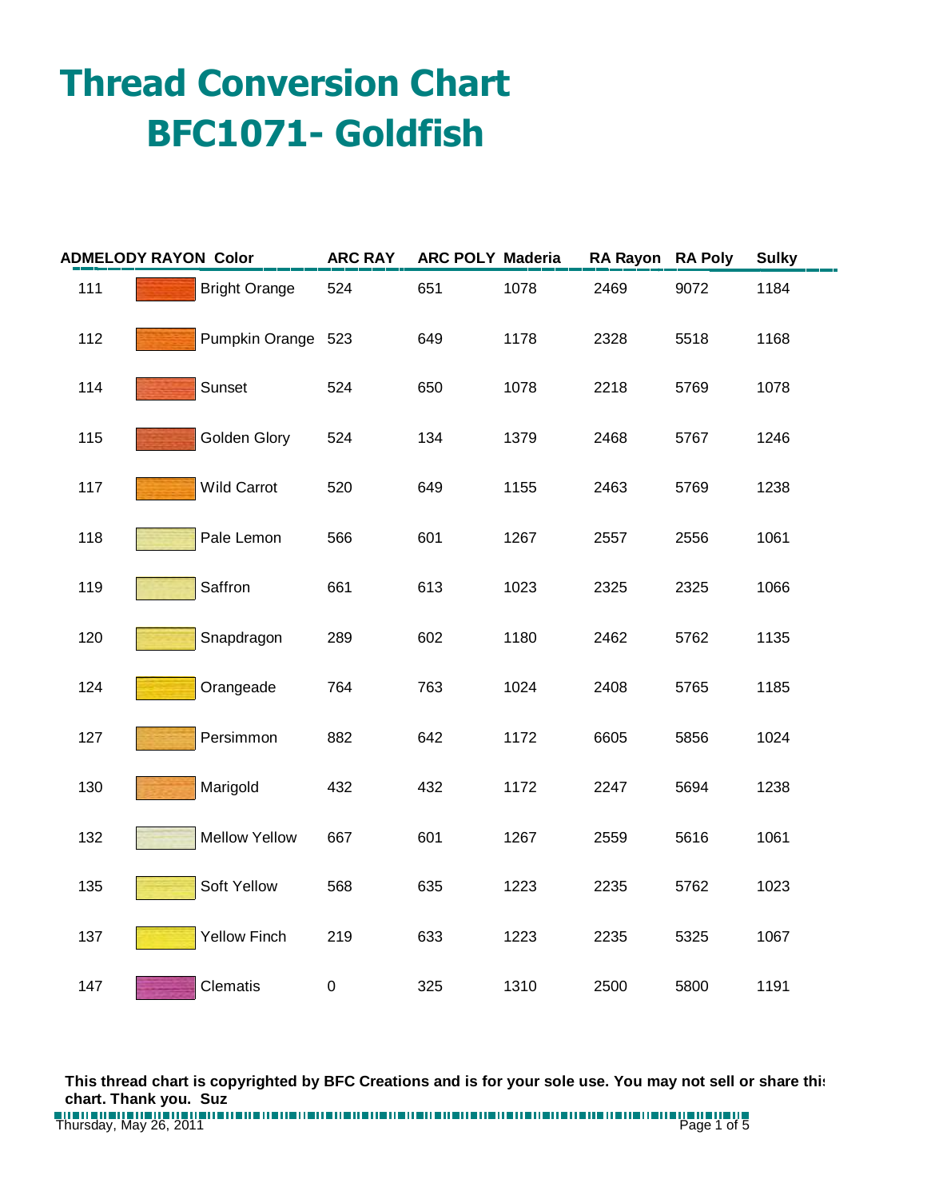# Thread Conversion Chart
# BFC1071- Goldfish

| ADMELODY RAYON | Color | ARC RAY | ARC POLY | Maderia | RA Rayon | RA Poly | Sulky |
|---|---|---|---|---|---|---|---|
| 111 | Bright Orange | 524 | 651 | 1078 | 2469 | 9072 | 1184 |
| 112 | Pumpkin Orange | 523 | 649 | 1178 | 2328 | 5518 | 1168 |
| 114 | Sunset | 524 | 650 | 1078 | 2218 | 5769 | 1078 |
| 115 | Golden Glory | 524 | 134 | 1379 | 2468 | 5767 | 1246 |
| 117 | Wild Carrot | 520 | 649 | 1155 | 2463 | 5769 | 1238 |
| 118 | Pale Lemon | 566 | 601 | 1267 | 2557 | 2556 | 1061 |
| 119 | Saffron | 661 | 613 | 1023 | 2325 | 2325 | 1066 |
| 120 | Snapdragon | 289 | 602 | 1180 | 2462 | 5762 | 1135 |
| 124 | Orangeade | 764 | 763 | 1024 | 2408 | 5765 | 1185 |
| 127 | Persimmon | 882 | 642 | 1172 | 6605 | 5856 | 1024 |
| 130 | Marigold | 432 | 432 | 1172 | 2247 | 5694 | 1238 |
| 132 | Mellow Yellow | 667 | 601 | 1267 | 2559 | 5616 | 1061 |
| 135 | Soft Yellow | 568 | 635 | 1223 | 2235 | 5762 | 1023 |
| 137 | Yellow Finch | 219 | 633 | 1223 | 2235 | 5325 | 1067 |
| 147 | Clematis | 0 | 325 | 1310 | 2500 | 5800 | 1191 |

**This thread chart is copyrighted by BFC Creations and is for your sole use. You may not sell or share this chart. Thank you. Suz**

Thursday, May 26, 2011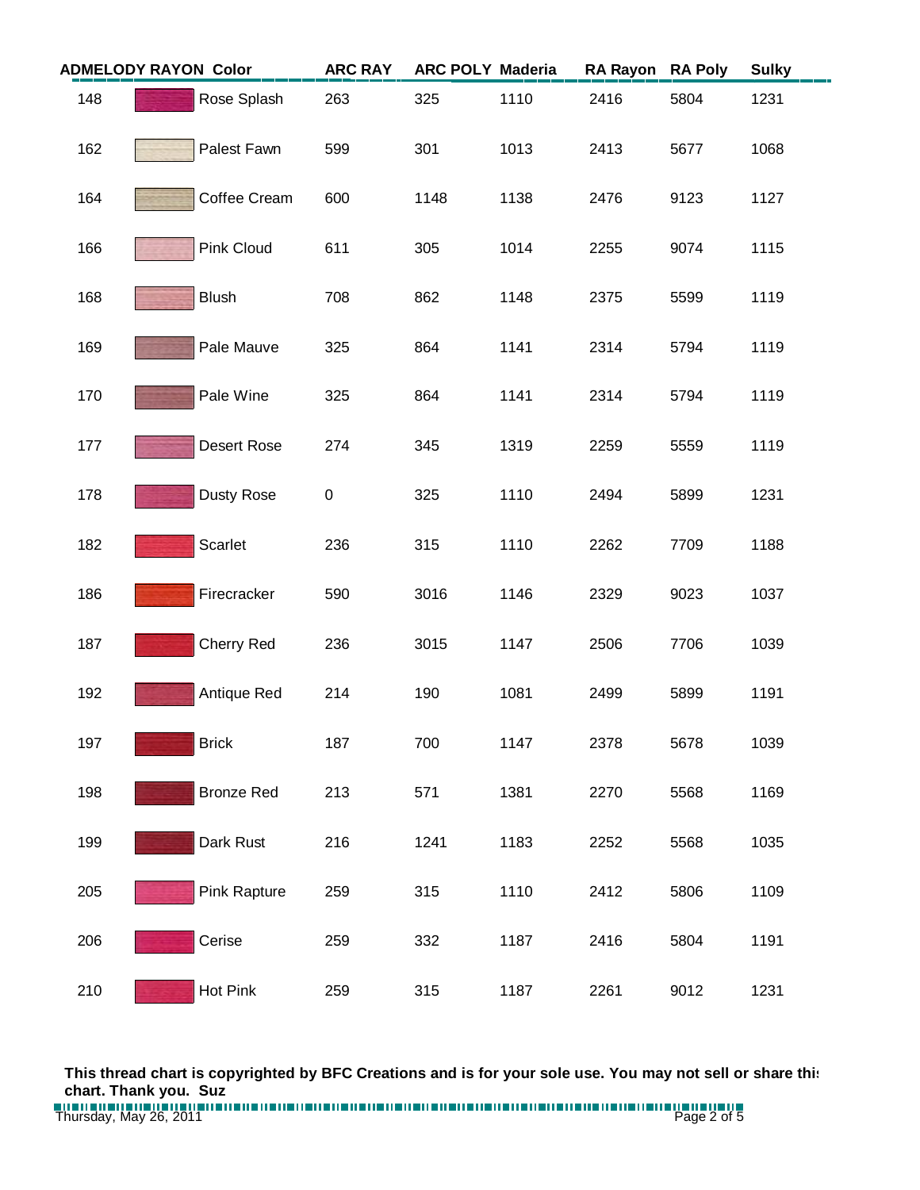| ADMELODY RAYON | Color | ARC RAY | ARC POLY | Maderia | RA Rayon | RA Poly | Sulky |
|---|---|---|---|---|---|---|---|
| 148 | Rose Splash | 263 | 325 | 1110 | 2416 | 5804 | 1231 |
| 162 | Palest Fawn | 599 | 301 | 1013 | 2413 | 5677 | 1068 |
| 164 | Coffee Cream | 600 | 1148 | 1138 | 2476 | 9123 | 1127 |
| 166 | Pink Cloud | 611 | 305 | 1014 | 2255 | 9074 | 1115 |
| 168 | Blush | 708 | 862 | 1148 | 2375 | 5599 | 1119 |
| 169 | Pale Mauve | 325 | 864 | 1141 | 2314 | 5794 | 1119 |
| 170 | Pale Wine | 325 | 864 | 1141 | 2314 | 5794 | 1119 |
| 177 | Desert Rose | 274 | 345 | 1319 | 2259 | 5559 | 1119 |
| 178 | Dusty Rose | 0 | 325 | 1110 | 2494 | 5899 | 1231 |
| 182 | Scarlet | 236 | 315 | 1110 | 2262 | 7709 | 1188 |
| 186 | Firecracker | 590 | 3016 | 1146 | 2329 | 9023 | 1037 |
| 187 | Cherry Red | 236 | 3015 | 1147 | 2506 | 7706 | 1039 |
| 192 | Antique Red | 214 | 190 | 1081 | 2499 | 5899 | 1191 |
| 197 | Brick | 187 | 700 | 1147 | 2378 | 5678 | 1039 |
| 198 | Bronze Red | 213 | 571 | 1381 | 2270 | 5568 | 1169 |
| 199 | Dark Rust | 216 | 1241 | 1183 | 2252 | 5568 | 1035 |
| 205 | Pink Rapture | 259 | 315 | 1110 | 2412 | 5806 | 1109 |
| 206 | Cerise | 259 | 332 | 1187 | 2416 | 5804 | 1191 |
| 210 | Hot Pink | 259 | 315 | 1187 | 2261 | 9012 | 1231 |

**This thread chart is copyrighted by BFC Creations and is for your sole use. You may not sell or share this chart. Thank you. Suz**

Thursday, May 26, 2011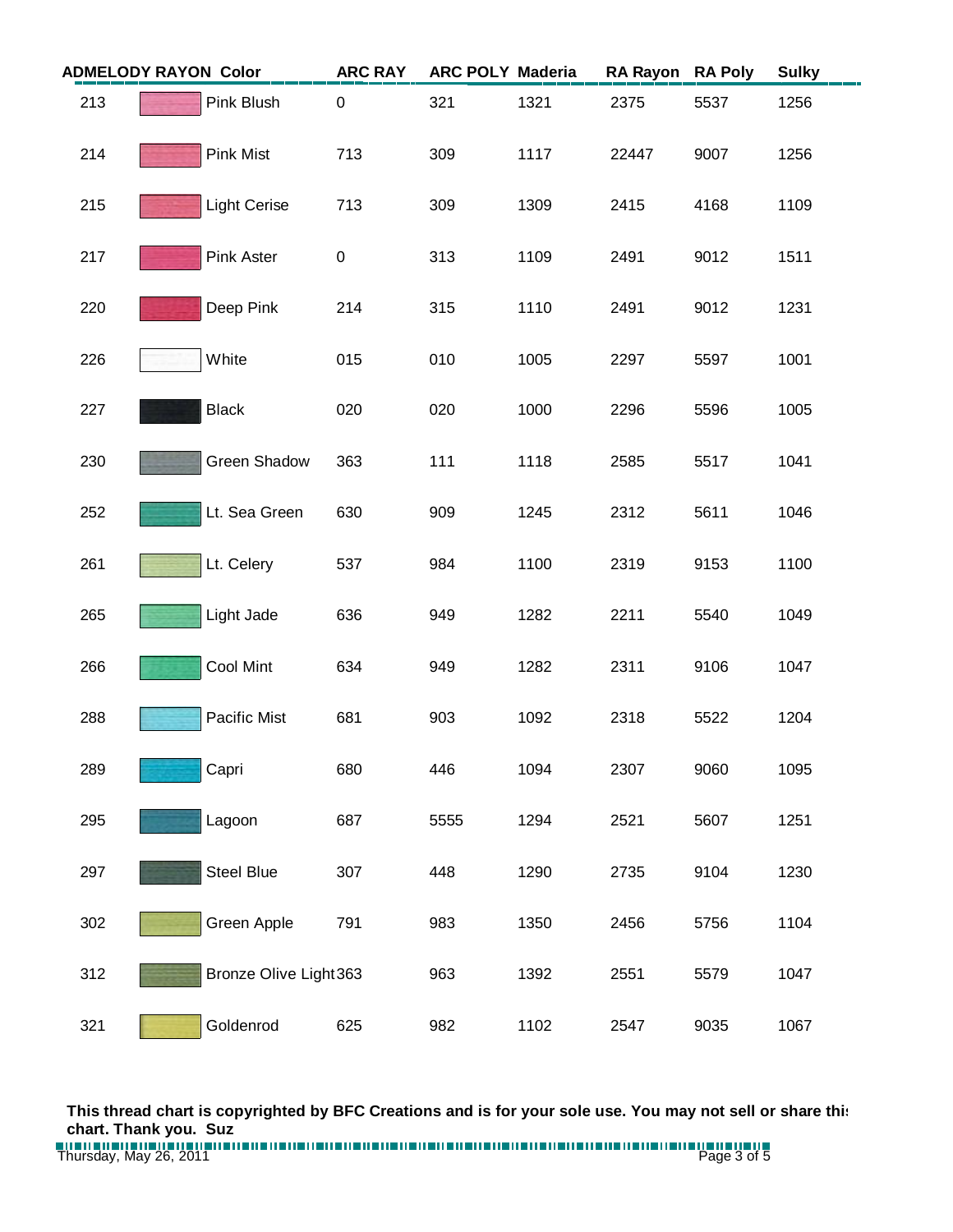| ADMELODY RAYON | Color | | ARC RAY | ARC POLY | Maderia | RA Rayon | RA Poly | Sulky |
|---|---|---|---|---|---|---|---|---|
| 213 | | Pink Blush | 0 | 321 | 1321 | 2375 | 5537 | 1256 |
| 214 | | Pink Mist | 713 | 309 | 1117 | 22447 | 9007 | 1256 |
| 215 | | Light Cerise | 713 | 309 | 1309 | 2415 | 4168 | 1109 |
| 217 | | Pink Aster | 0 | 313 | 1109 | 2491 | 9012 | 1511 |
| 220 | | Deep Pink | 214 | 315 | 1110 | 2491 | 9012 | 1231 |
| 226 | | White | 015 | 010 | 1005 | 2297 | 5597 | 1001 |
| 227 | | Black | 020 | 020 | 1000 | 2296 | 5596 | 1005 |
| 230 | | Green Shadow | 363 | 111 | 1118 | 2585 | 5517 | 1041 |
| 252 | | Lt. Sea Green | 630 | 909 | 1245 | 2312 | 5611 | 1046 |
| 261 | | Lt. Celery | 537 | 984 | 1100 | 2319 | 9153 | 1100 |
| 265 | | Light Jade | 636 | 949 | 1282 | 2211 | 5540 | 1049 |
| 266 | | Cool Mint | 634 | 949 | 1282 | 2311 | 9106 | 1047 |
| 288 | | Pacific Mist | 681 | 903 | 1092 | 2318 | 5522 | 1204 |
| 289 | | Capri | 680 | 446 | 1094 | 2307 | 9060 | 1095 |
| 295 | | Lagoon | 687 | 5555 | 1294 | 2521 | 5607 | 1251 |
| 297 | | Steel Blue | 307 | 448 | 1290 | 2735 | 9104 | 1230 |
| 302 | | Green Apple | 791 | 983 | 1350 | 2456 | 5756 | 1104 |
| 312 | | Bronze Olive Light | 363 | 963 | 1392 | 2551 | 5579 | 1047 |
| 321 | | Goldenrod | 625 | 982 | 1102 | 2547 | 9035 | 1067 |

**This thread chart is copyrighted by BFC Creations and is for your sole use. You may not sell or share this chart. Thank you. Suz**

Thursday, May 26, 2011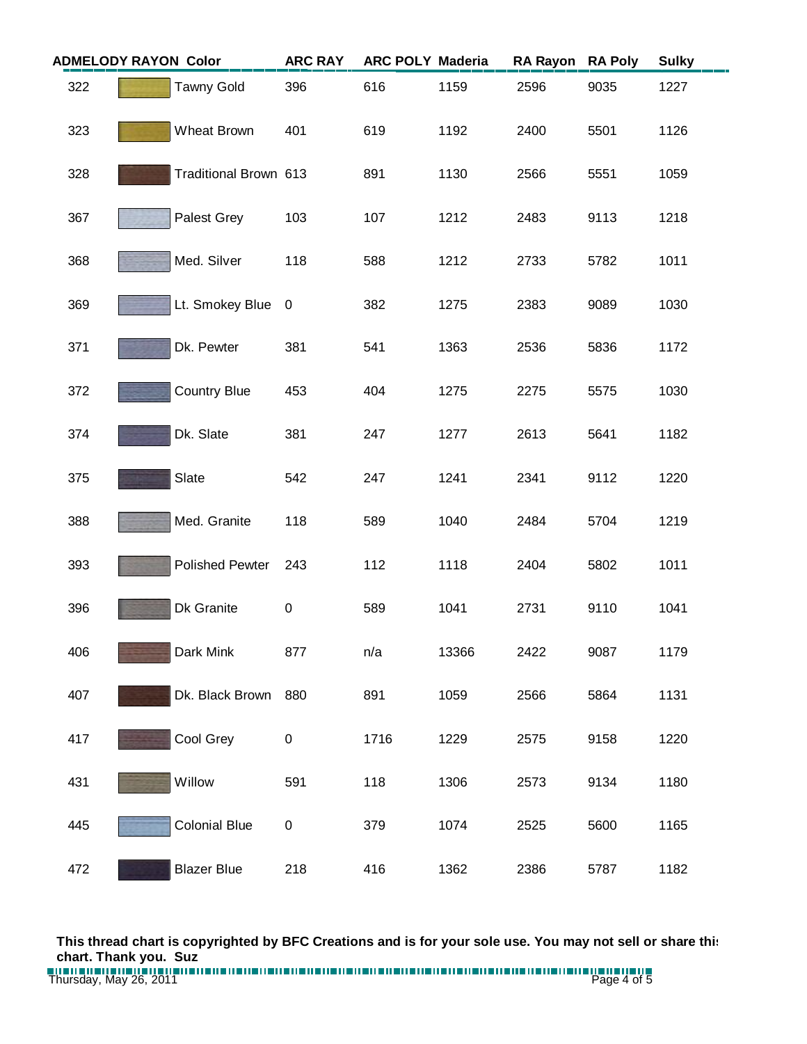| ADMELODY RAYON | Color | ARC RAY | ARC POLY | Maderia | RA Rayon | RA Poly | Sulky |
|---|---|---|---|---|---|---|---|
| 322 | Tawny Gold | 396 | 616 | 1159 | 2596 | 9035 | 1227 |
| 323 | Wheat Brown | 401 | 619 | 1192 | 2400 | 5501 | 1126 |
| 328 | Traditional Brown | 613 | 891 | 1130 | 2566 | 5551 | 1059 |
| 367 | Palest Grey | 103 | 107 | 1212 | 2483 | 9113 | 1218 |
| 368 | Med. Silver | 118 | 588 | 1212 | 2733 | 5782 | 1011 |
| 369 | Lt. Smokey Blue | 0 | 382 | 1275 | 2383 | 9089 | 1030 |
| 371 | Dk. Pewter | 381 | 541 | 1363 | 2536 | 5836 | 1172 |
| 372 | Country Blue | 453 | 404 | 1275 | 2275 | 5575 | 1030 |
| 374 | Dk. Slate | 381 | 247 | 1277 | 2613 | 5641 | 1182 |
| 375 | Slate | 542 | 247 | 1241 | 2341 | 9112 | 1220 |
| 388 | Med. Granite | 118 | 589 | 1040 | 2484 | 5704 | 1219 |
| 393 | Polished Pewter | 243 | 112 | 1118 | 2404 | 5802 | 1011 |
| 396 | Dk Granite | 0 | 589 | 1041 | 2731 | 9110 | 1041 |
| 406 | Dark Mink | 877 | n/a | 13366 | 2422 | 9087 | 1179 |
| 407 | Dk. Black Brown | 880 | 891 | 1059 | 2566 | 5864 | 1131 |
| 417 | Cool Grey | 0 | 1716 | 1229 | 2575 | 9158 | 1220 |
| 431 | Willow | 591 | 118 | 1306 | 2573 | 9134 | 1180 |
| 445 | Colonial Blue | 0 | 379 | 1074 | 2525 | 5600 | 1165 |
| 472 | Blazer Blue | 218 | 416 | 1362 | 2386 | 5787 | 1182 |

**This thread chart is copyrighted by BFC Creations and is for your sole use. You may not sell or share this chart. Thank you. Suz**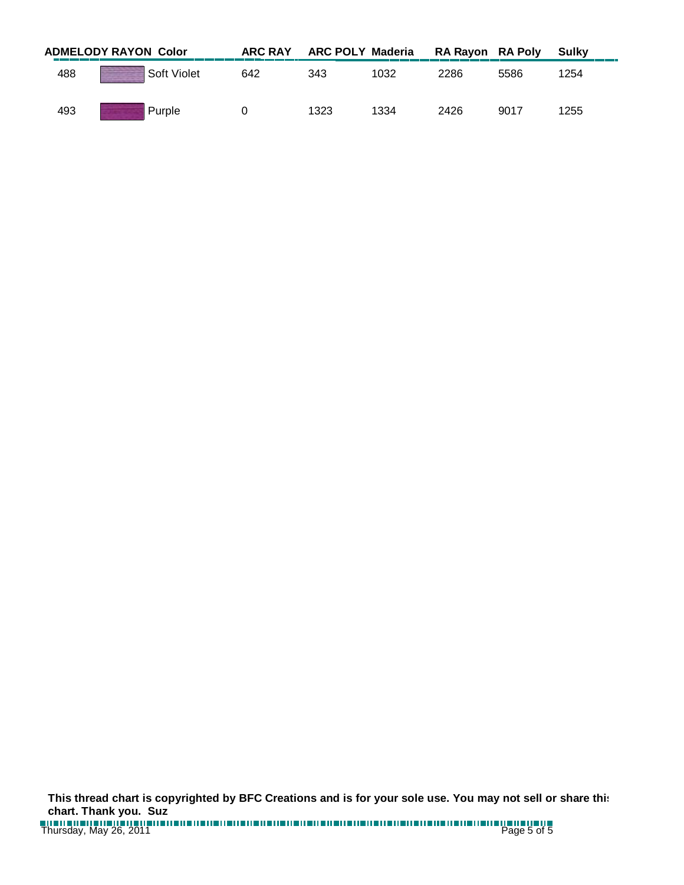| ADMELODY RAYON | Color | ARC RAY | ARC POLY | Maderia | RA Rayon | RA Poly | Sulky |
|---|---|---|---|---|---|---|---|
| 488 | Soft Violet | 642 | 343 | 1032 | 2286 | 5586 | 1254 |
| 493 | Purple | 0 | 1323 | 1334 | 2426 | 9017 | 1255 |

**This thread chart is copyrighted by BFC Creations and is for your sole use. You may not sell or share this chart. Thank you. Suz**

Thursday, May 26, 2011